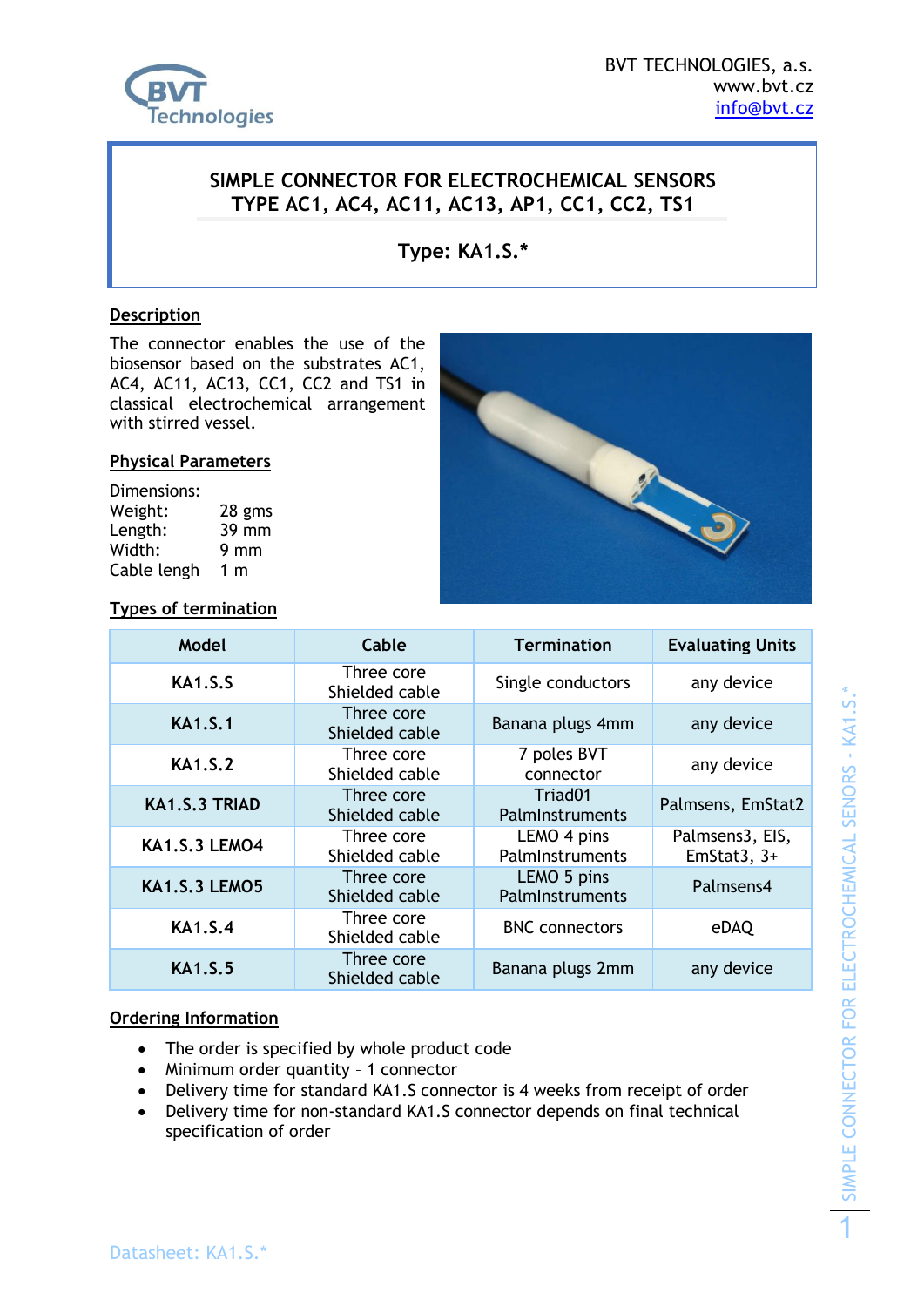BVT TECHNOLOGIES, a.s.
www.bvt.cz
info@bvt.cz

# SIMPLE CONNECTOR FOR ELECTROCHEMICAL SENSORS TYPE AC1, AC4, AC11, AC13, AP1, CC1, CC2, TS1

## Type: KA1.S.*

### Description

The connector enables the use of the biosensor based on the substrates AC1, AC4, AC11, AC13, CC1, CC2 and TS1 in classical electrochemical arrangement with stirred vessel.

### Physical Parameters

Dimensions:

| | |
|---|---|
| Weight: | 28 gms |
| Length: | 39 mm |
| Width: | 9 mm |
| Cable lengh | 1 m |

### Types of termination

| Model | Cable | Termination | Evaluating Units |
|---|---|---|---|
| **KA1.S.S** | Three core Shielded cable | Single conductors | any device |
| **KA1.S.1** | Three core Shielded cable | Banana plugs 4mm | any device |
| **KA1.S.2** | Three core Shielded cable | 7 poles BVT connector | any device |
| **KA1.S.3 TRIAD** | Three core Shielded cable | Triad01 PalmInstruments | Palmsens, EmStat2 |
| **KA1.S.3 LEMO4** | Three core Shielded cable | LEMO 4 pins PalmInstruments | Palmsens3, EIS, EmStat3, 3+ |
| **KA1.S.3 LEMO5** | Three core Shielded cable | LEMO 5 pins PalmInstruments | Palmsens4 |
| **KA1.S.4** | Three core Shielded cable | BNC connectors | eDAQ |
| **KA1.S.5** | Three core Shielded cable | Banana plugs 2mm | any device |

### Ordering Information

- The order is specified by whole product code
- Minimum order quantity – 1 connector
- Delivery time for standard KA1.S connector is 4 weeks from receipt of order
- Delivery time for non-standard KA1.S connector depends on final technical specification of order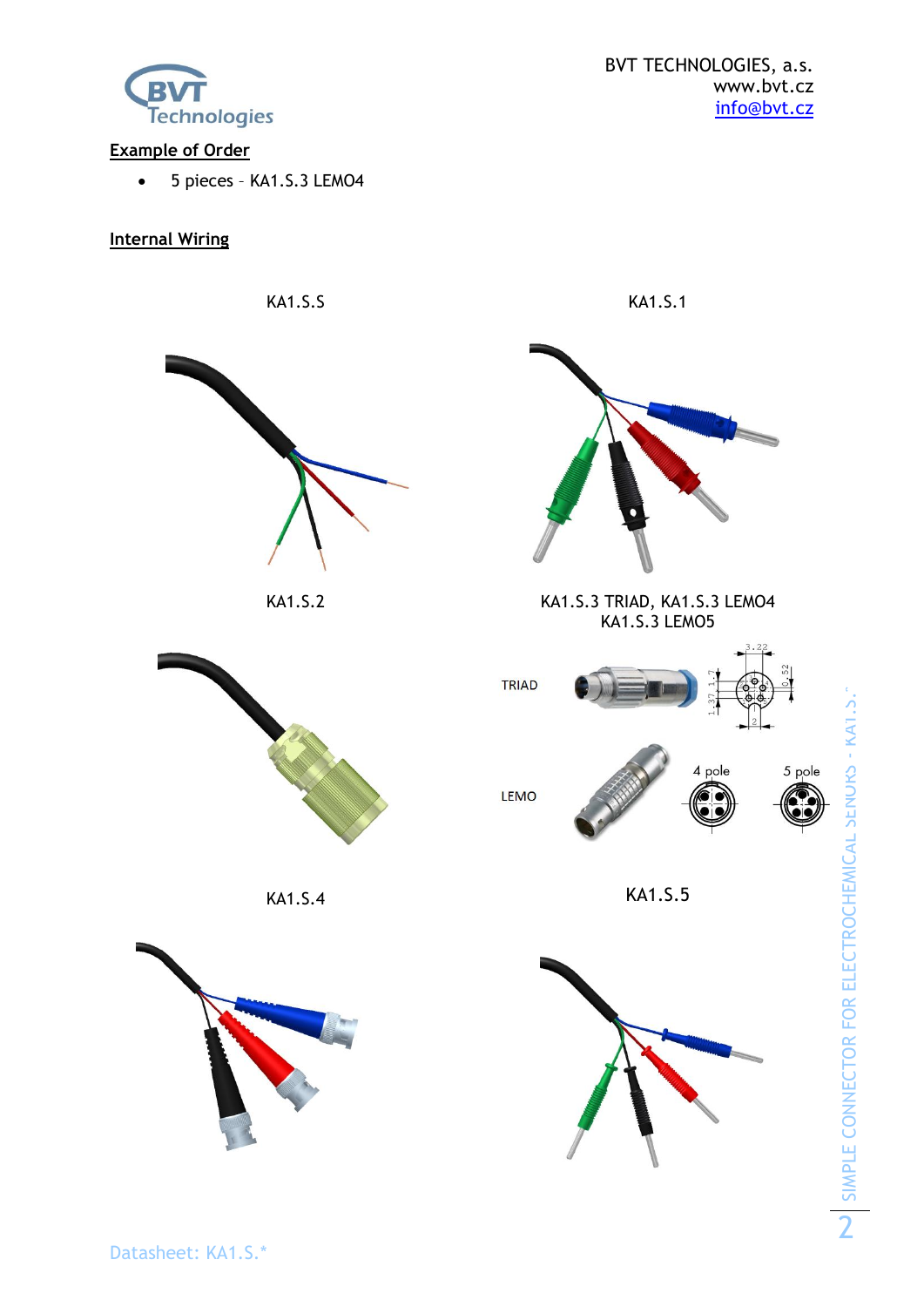## Example of Order

- 5 pieces – KA1.S.3 LEMO4

## Internal Wiring

KA1.S.S

KA1.S.1

KA1.S.2

KA1.S.3 TRIAD, KA1.S.3 LEMO4
KA1.S.3 LEMO5

TRIAD

LEMO

4 pole

5 pole

KA1.S.4

KA1.S.5